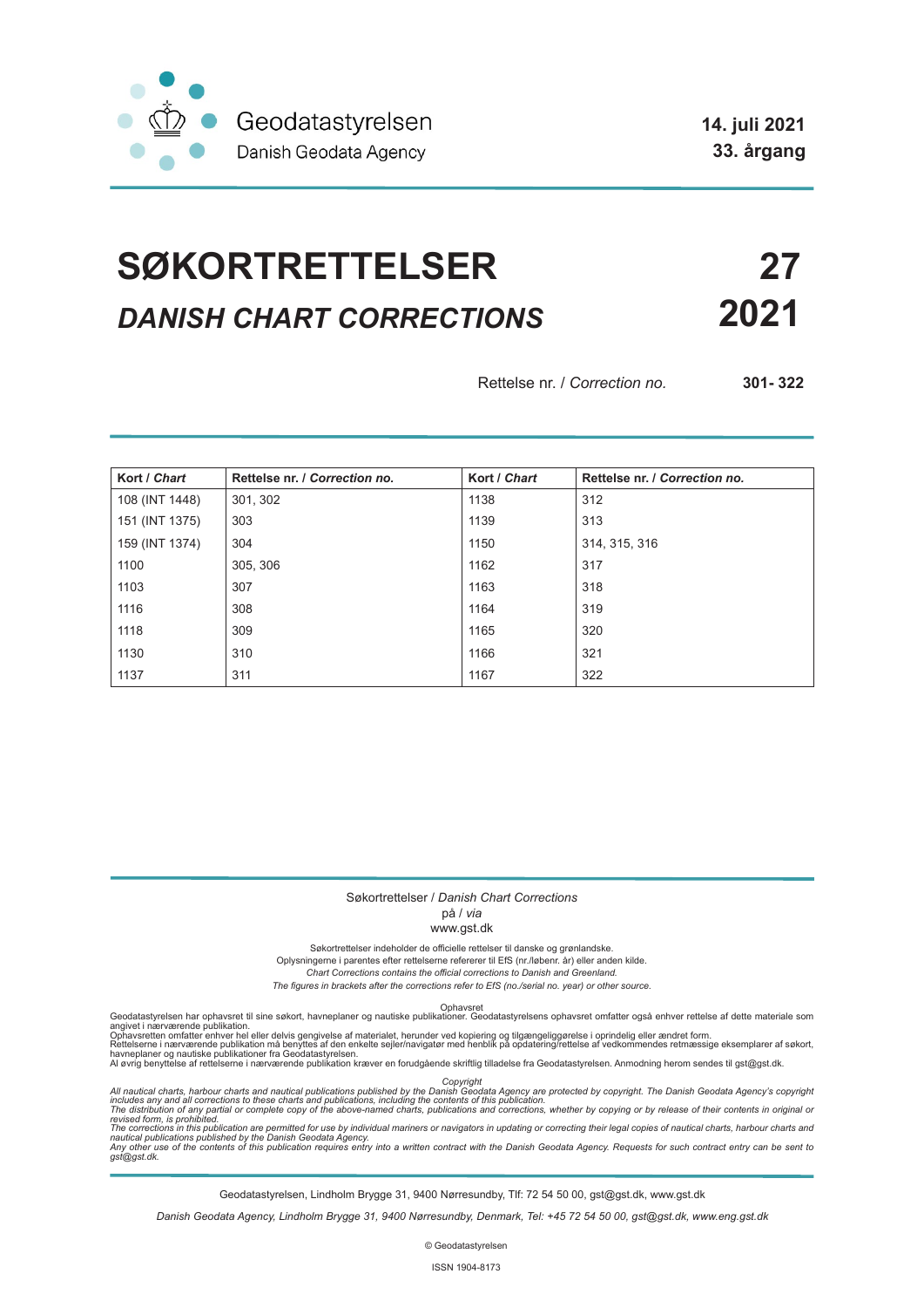Geodatastyrelsen
Danish Geodata Agency

**14. juli 2021**
**33. årgang**

# SØKORTRETTELSER 27

## *DANISH CHART CORRECTIONS* 2021

Rettelse nr. / *Correction no.* **301- 322**

| Kort / *Chart* | Rettelse nr. / *Correction no.* | Kort / *Chart* | Rettelse nr. / *Correction no.* |
|---|---|---|---|
| 108 (INT 1448) | 301, 302 | 1138 | 312 |
| 151 (INT 1375) | 303 | 1139 | 313 |
| 159 (INT 1374) | 304 | 1150 | 314, 315, 316 |
| 1100 | 305, 306 | 1162 | 317 |
| 1103 | 307 | 1163 | 318 |
| 1116 | 308 | 1164 | 319 |
| 1118 | 309 | 1165 | 320 |
| 1130 | 310 | 1166 | 321 |
| 1137 | 311 | 1167 | 322 |

Søkortrettelser / *Danish Chart Corrections*
på / *via*
www.gst.dk

Søkortrettelser indeholder de officielle rettelser til danske og grønlandske.
Oplysningerne i parentes efter rettelserne refererer til EfS (nr./løbenr. år) eller anden kilde.
*Chart Corrections contains the official corrections to Danish and Greenland.*
*The figures in brackets after the corrections refer to EfS (no./serial no. year) or other source.*

Ophavsret
Geodatastyrelsen har ophavsret til sine søkort, havneplaner og nautiske publikationer. Geodatastyrelsens ophavsret omfatter også enhver rettelse af dette materiale som angivet i nærværende publikation.
Ophavsretten omfatter enhver hel eller delvis gengivelse af materialet, herunder ved kopiering og tilgængeliggørelse i oprindelig eller ændret form.
Rettelserne i nærværende publikation må benyttes af den enkelte sejler/navigatør med henblik på opdatering/rettelse af vedkommendes retmæssige eksemplarer af søkort, havneplaner og nautiske publikationer fra Geodatastyrelsen.
Al øvrig benyttelse af rettelserne i nærværende publikation kræver en forudgående skriftlig tilladelse fra Geodatastyrelsen. Anmodning herom sendes til gst@gst.dk.

*Copyright*
*All nautical charts, harbour charts and nautical publications published by the Danish Geodata Agency are protected by copyright. The Danish Geodata Agency's copyright includes any and all corrections to these charts and publications, including the contents of this publication.*
*The distribution of any partial or complete copy of the above-named charts, publications and corrections, whether by copying or by release of their contents in original or revised form, is prohibited.*
*The corrections in this publication are permitted for use by individual mariners or navigators in updating or correcting their legal copies of nautical charts, harbour charts and nautical publications published by the Danish Geodata Agency.*
*Any other use of the contents of this publication requires entry into a written contract with the Danish Geodata Agency. Requests for such contract entry can be sent to gst@gst.dk.*

Geodatastyrelsen, Lindholm Brygge 31, 9400 Nørresundby, Tlf: 72 54 50 00, gst@gst.dk, www.gst.dk

*Danish Geodata Agency, Lindholm Brygge 31, 9400 Nørresundby, Denmark, Tel: +45 72 54 50 00, gst@gst.dk, www.eng.gst.dk*

© Geodatastyrelsen

ISSN 1904-8173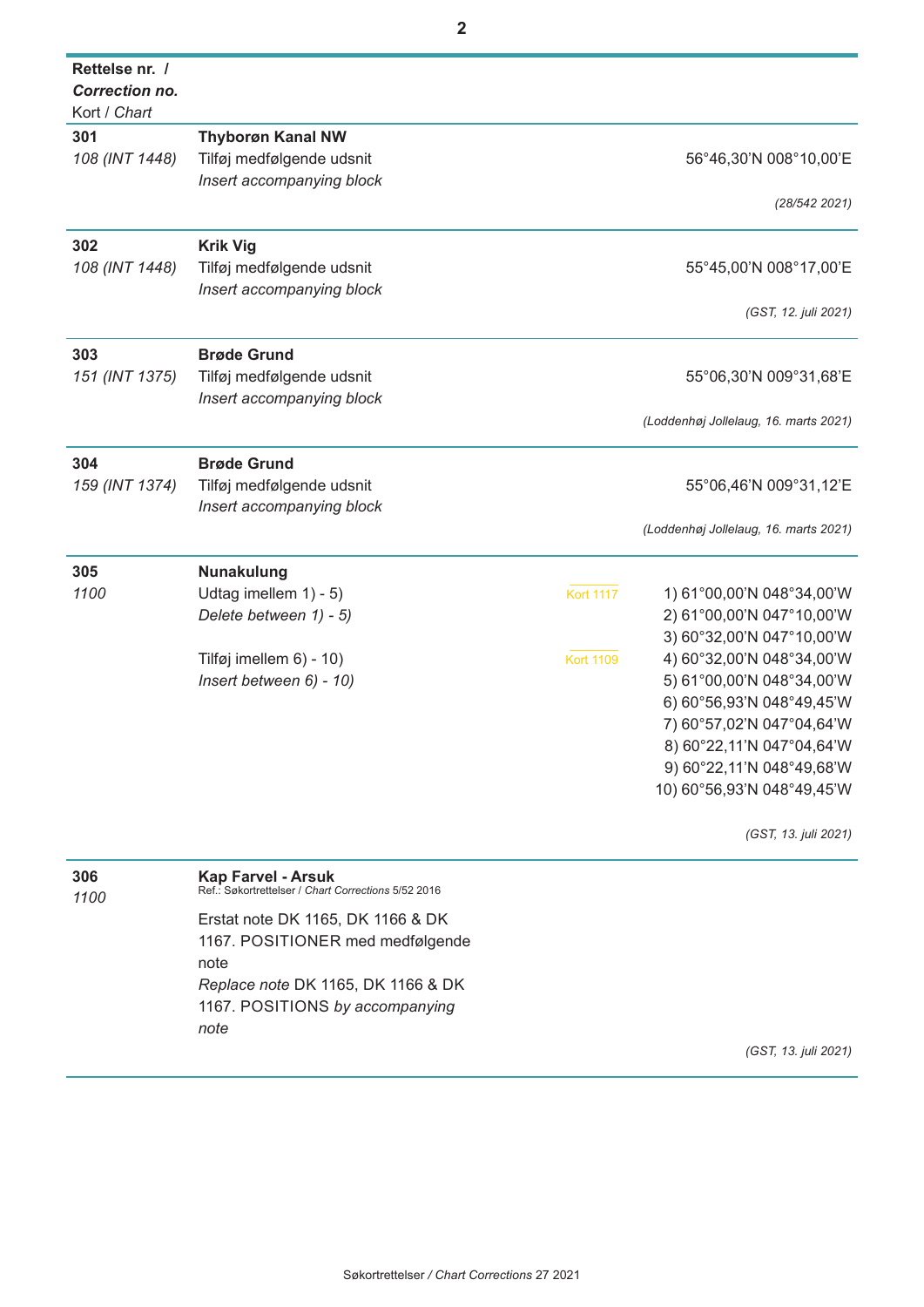| **Rettelse nr. /** ***Correction no.*** Kort / *Chart* | | | |
|---|---|---|---|
| **301** *108 (INT 1448)* | **Thyborøn Kanal NW** Tilføj medfølgende udsnit *Insert accompanying block* | | 56°46,30'N 008°10,00'E *(28/542 2021)* |
| **302** *108 (INT 1448)* | **Krik Vig** Tilføj medfølgende udsnit *Insert accompanying block* | | 55°45,00'N 008°17,00'E *(GST, 12. juli 2021)* |
| **303** *151 (INT 1375)* | **Brøde Grund** Tilføj medfølgende udsnit *Insert accompanying block* | | 55°06,30'N 009°31,68'E *(Loddenhøj Jollelaug, 16. marts 2021)* |
| **304** *159 (INT 1374)* | **Brøde Grund** Tilføj medfølgende udsnit *Insert accompanying block* | | 55°06,46'N 009°31,12'E *(Loddenhøj Jollelaug, 16. marts 2021)* |
| **305** *1100* | **Nunakulung** Udtag imellem 1) - 5) *Delete between 1) - 5)* Tilføj imellem 6) - 10) *Insert between 6) - 10)* | Kort 1117 Kort 1109 | 1) 61°00,00'N 048°34,00'W 2) 61°00,00'N 047°10,00'W 3) 60°32,00'N 047°10,00'W 4) 60°32,00'N 048°34,00'W 5) 61°00,00'N 048°34,00'W 6) 60°56,93'N 048°49,45'W 7) 60°57,02'N 047°04,64'W 8) 60°22,11'N 047°04,64'W 9) 60°22,11'N 048°49,68'W 10) 60°56,93'N 048°49,45'W *(GST, 13. juli 2021)* |
| **306** *1100* | **Kap Farvel - Arsuk** Ref.: Søkortrettelser / *Chart Corrections* 5/52 2016 Erstat note DK 1165, DK 1166 & DK 1167. POSITIONER med medfølgende note *Replace note* DK 1165, DK 1166 & DK 1167. POSITIONS *by accompanying note* | | *(GST, 13. juli 2021)* |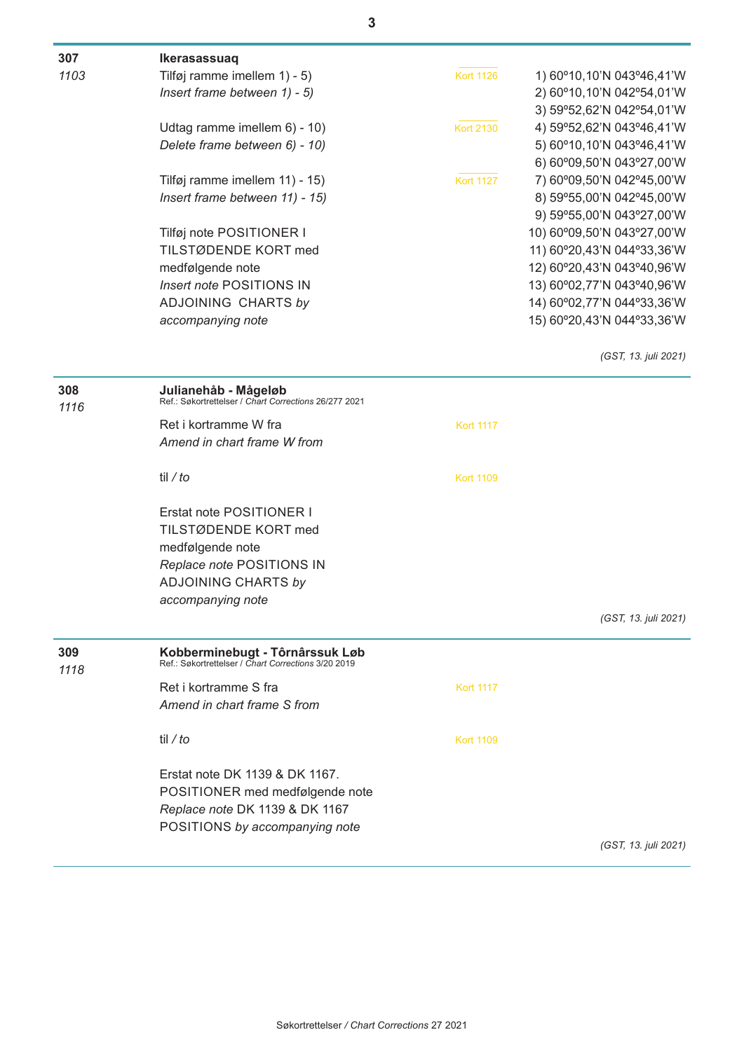**307** *1103*

**Ikerasassuaq**

Tilføj ramme imellem 1) - 5)
*Insert frame between 1) - 5)*

Kort 1126

Udtag ramme imellem 6) - 10)
*Delete frame between 6) - 10)*

Kort 2130

Tilføj ramme imellem 11) - 15)
*Insert frame between 11) - 15)*

Kort 1127

Tilføj note POSITIONER I TILSTØDENDE KORT med medfølgende note
*Insert note* POSITIONS IN ADJOINING CHARTS *by accompanying note*

1) 60º10,10'N 043º46,41'W
2) 60º10,10'N 042º54,01'W
3) 59º52,62'N 042º54,01'W
4) 59º52,62'N 043º46,41'W
5) 60º10,10'N 043º46,41'W
6) 60º09,50'N 043º27,00'W
7) 60º09,50'N 042º45,00'W
8) 59º55,00'N 042º45,00'W
9) 59º55,00'N 043º27,00'W
10) 60º09,50'N 043º27,00'W
11) 60º20,43'N 044º33,36'W
12) 60º20,43'N 043º40,96'W
13) 60º02,77'N 043º40,96'W
14) 60º02,77'N 044º33,36'W
15) 60º20,43'N 044º33,36'W

*(GST, 13. juli 2021)*

---

**308** *1116*

**Julianehåb - Mågeløb**
Ref.: Søkortrettelser / *Chart Corrections* 26/277 2021

Ret i kortramme W fra
*Amend in chart frame W from*

Kort 1117

til / *to*

Kort 1109

Erstat note POSITIONER I TILSTØDENDE KORT med medfølgende note
*Replace note* POSITIONS IN ADJOINING CHARTS *by accompanying note*

*(GST, 13. juli 2021)*

---

**309** *1118*

**Kobberminebugt - Tôrnârssuk Løb**
Ref.: Søkortrettelser / *Chart Corrections* 3/20 2019

Ret i kortramme S fra
*Amend in chart frame S from*

Kort 1117

til / *to*

Kort 1109

Erstat note DK 1139 & DK 1167. POSITIONER med medfølgende note
*Replace note* DK 1139 & DK 1167 POSITIONS *by accompanying note*

*(GST, 13. juli 2021)*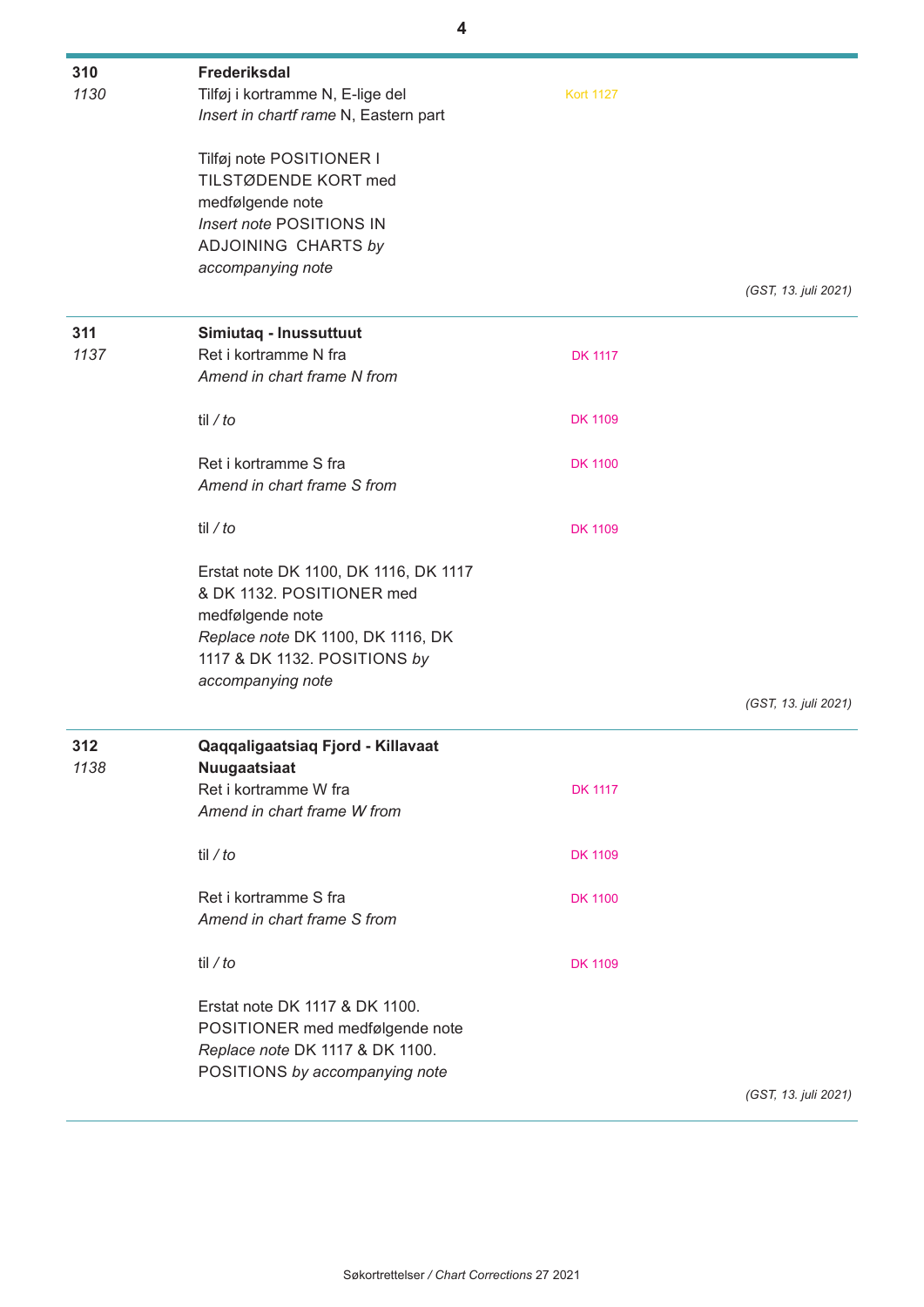**310** *1130*

**Frederiksdal**

Tilføj i kortramme N, E-lige del
*Insert in chartf rame* N, Eastern part

Kort 1127

Tilføj note POSITIONER I TILSTØDENDE KORT med medfølgende note
*Insert note* POSITIONS IN ADJOINING CHARTS *by accompanying note*

*(GST, 13. juli 2021)*

---

**311** *1137*

**Simiutaq - Inussuttuut**

Ret i kortramme N fra
*Amend in chart frame N from*

DK 1117

til / *to*

DK 1109

Ret i kortramme S fra
*Amend in chart frame S from*

DK 1100

til / *to*

DK 1109

Erstat note DK 1100, DK 1116, DK 1117 & DK 1132. POSITIONER med medfølgende note
*Replace note* DK 1100, DK 1116, DK 1117 & DK 1132. POSITIONS *by accompanying note*

*(GST, 13. juli 2021)*

---

**312** *1138*

**Qaqqaligaatsiaq Fjord - Killavaat Nuugaatsiaat**

Ret i kortramme W fra
*Amend in chart frame W from*

DK 1117

til / *to*

DK 1109

Ret i kortramme S fra
*Amend in chart frame S from*

DK 1100

til / *to*

DK 1109

Erstat note DK 1117 & DK 1100. POSITIONER med medfølgende note
*Replace note* DK 1117 & DK 1100. POSITIONS *by accompanying note*

*(GST, 13. juli 2021)*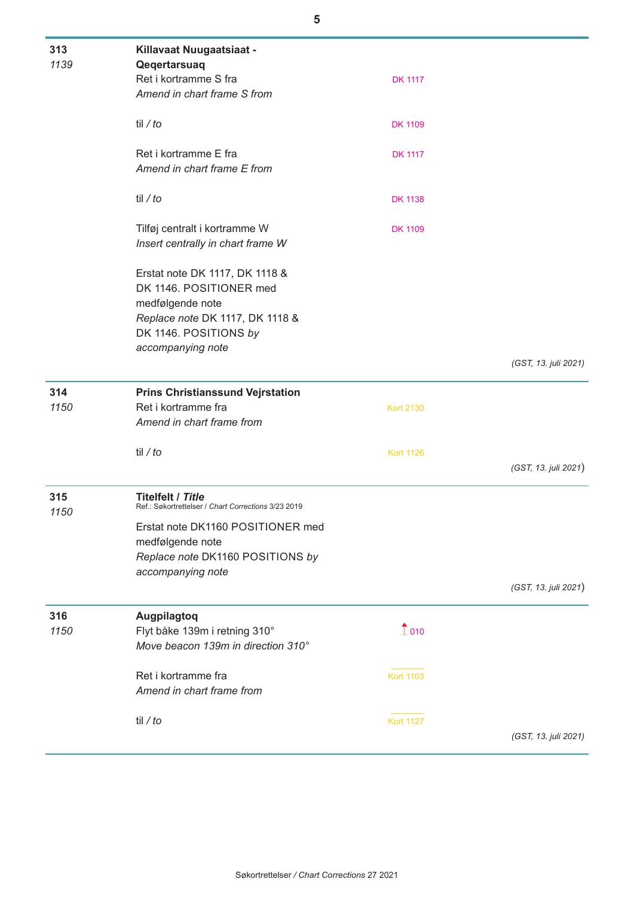**313**
*1139*

**Killavaat Nuugaatsiaat - Qeqertarsuaq**

Ret i kortramme S fra
*Amend in chart frame S from* — DK 1117

til / *to* — DK 1109

Ret i kortramme E fra
*Amend in chart frame E from* — DK 1117

til / *to* — DK 1138

Tilføj centralt i kortramme W
*Insert centrally in chart frame W* — DK 1109

Erstat note DK 1117, DK 1118 & DK 1146. POSITIONER med medfølgende note
*Replace note* DK 1117, DK 1118 & DK 1146. POSITIONS *by accompanying note*

*(GST, 13. juli 2021)*

---

**314**
*1150*

**Prins Christianssund Vejrstation**

Ret i kortramme fra
*Amend in chart frame from* — Kort 2130

til / *to* — Kort 1126

*(GST, 13. juli 2021)*

---

**315**
*1150*

**Titelfelt / *Title***
Ref.: Søkortrettelser / *Chart Corrections* 3/23 2019

Erstat note DK1160 POSITIONER med medfølgende note
*Replace note* DK1160 POSITIONS *by accompanying note*

*(GST, 13. juli 2021)*

---

**316**
*1150*

**Augpilagtoq**

Flyt båke 139m i retning 310°
*Move beacon 139m in direction 310°* — 010

Ret i kortramme fra
*Amend in chart frame from* — Kort 1103

til / *to* — Kort 1127

*(GST, 13. juli 2021)*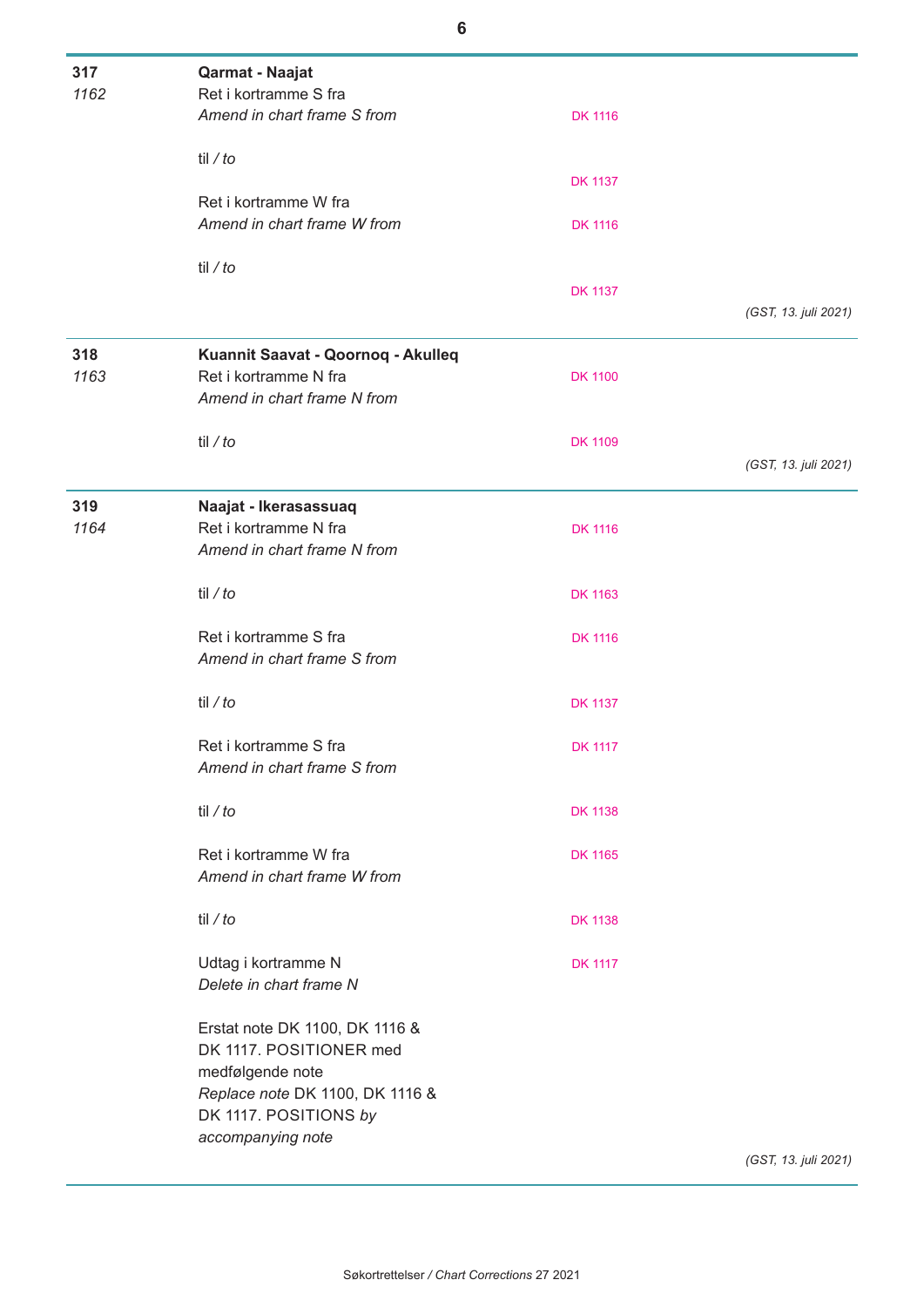**317** *1162*

**Qarmat - Naajat**

Ret i kortramme S fra
*Amend in chart frame S from* — DK 1116

til / *to* — DK 1137

Ret i kortramme W fra
*Amend in chart frame W from* — DK 1116

til / *to* — DK 1137

*(GST, 13. juli 2021)*

---

**318** *1163*

**Kuannit Saavat - Qoornoq - Akulleq**

Ret i kortramme N fra
*Amend in chart frame N from* — DK 1100

til / *to* — DK 1109

*(GST, 13. juli 2021)*

---

**319** *1164*

**Naajat - Ikerasassuaq**

Ret i kortramme N fra
*Amend in chart frame N from* — DK 1116

til / *to* — DK 1163

Ret i kortramme S fra
*Amend in chart frame S from* — DK 1116

til / *to* — DK 1137

Ret i kortramme S fra
*Amend in chart frame S from* — DK 1117

til / *to* — DK 1138

Ret i kortramme W fra
*Amend in chart frame W from* — DK 1165

til / *to* — DK 1138

Udtag i kortramme N
*Delete in chart frame N* — DK 1117

Erstat note DK 1100, DK 1116 & DK 1117. POSITIONER med medfølgende note
*Replace note* DK 1100, DK 1116 & DK 1117. POSITIONS *by accompanying note*

*(GST, 13. juli 2021)*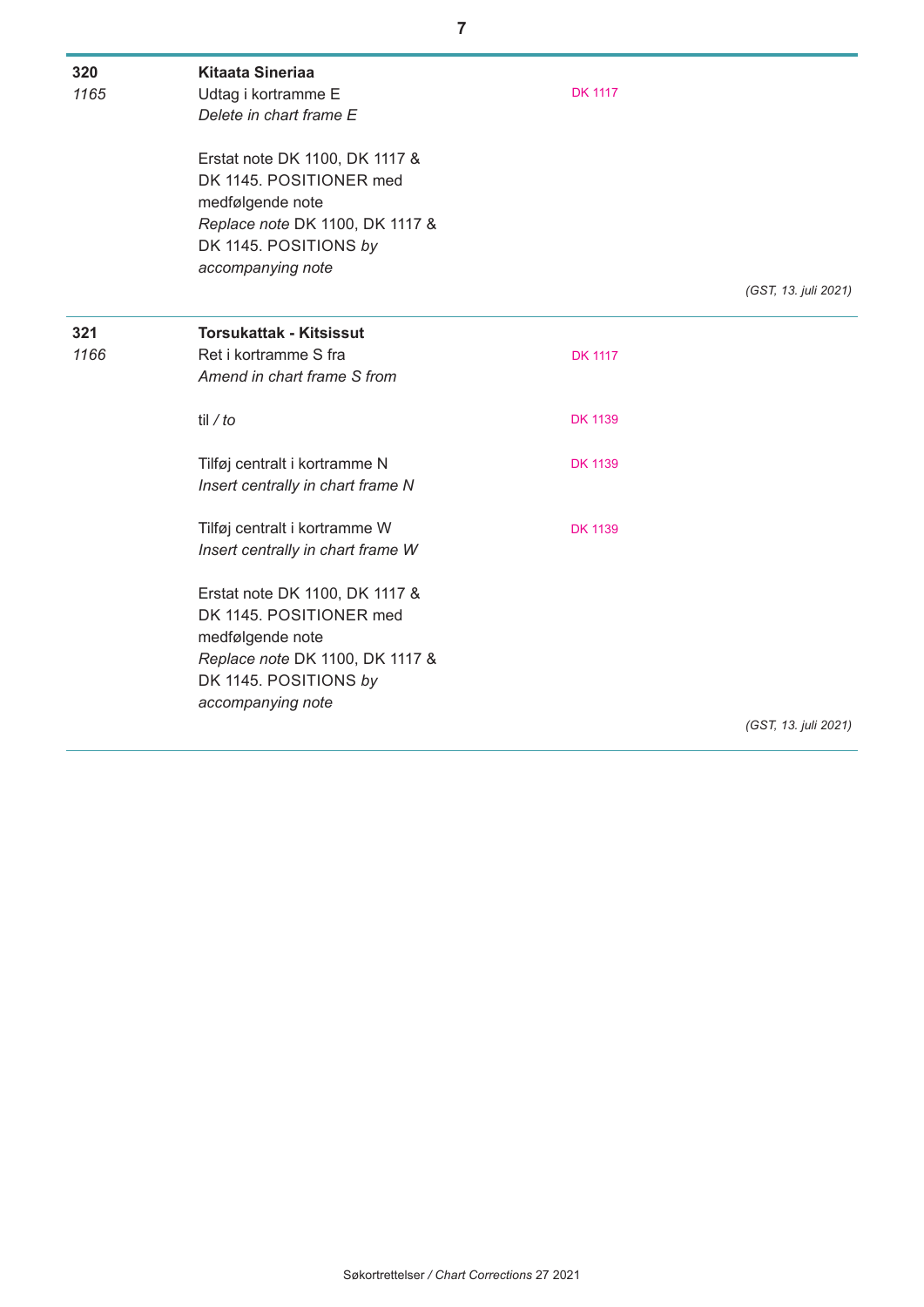**320**
*1165*

**Kitaata Sineriaa**

Udtag i kortramme E — DK 1117
*Delete in chart frame E*

Erstat note DK 1100, DK 1117 & DK 1145. POSITIONER med medfølgende note
*Replace note* DK 1100, DK 1117 & DK 1145. POSITIONS *by accompanying note*

*(GST, 13. juli 2021)*

---

**321**
*1166*

**Torsukattak - Kitsissut**

Ret i kortramme S fra — DK 1117
*Amend in chart frame S from*

til / *to* — DK 1139

Tilføj centralt i kortramme N — DK 1139
*Insert centrally in chart frame N*

Tilføj centralt i kortramme W — DK 1139
*Insert centrally in chart frame W*

Erstat note DK 1100, DK 1117 & DK 1145. POSITIONER med medfølgende note
*Replace note* DK 1100, DK 1117 & DK 1145. POSITIONS *by accompanying note*

*(GST, 13. juli 2021)*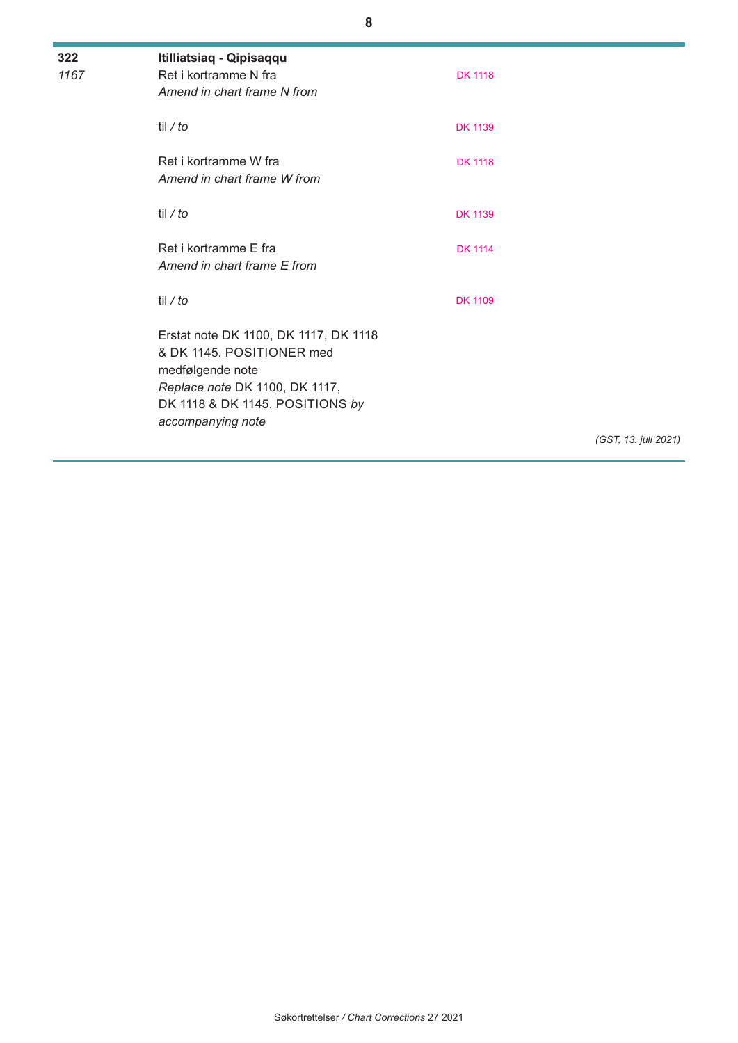**322** **Itilliatsiaq - Qipisaqqu**
*1167*

| | | |
|---|---|---|
| Ret i kortramme N fra *Amend in chart frame N from* | DK 1118 | |
| til */ to* | DK 1139 | |
| Ret i kortramme W fra *Amend in chart frame W from* | DK 1118 | |
| til */ to* | DK 1139 | |
| Ret i kortramme E fra *Amend in chart frame E from* | DK 1114 | |
| til */ to* | DK 1109 | |

Erstat note DK 1100, DK 1117, DK 1118 & DK 1145. POSITIONER med medfølgende note
*Replace note* DK 1100, DK 1117, DK 1118 & DK 1145. POSITIONS *by accompanying note*

*(GST, 13. juli 2021)*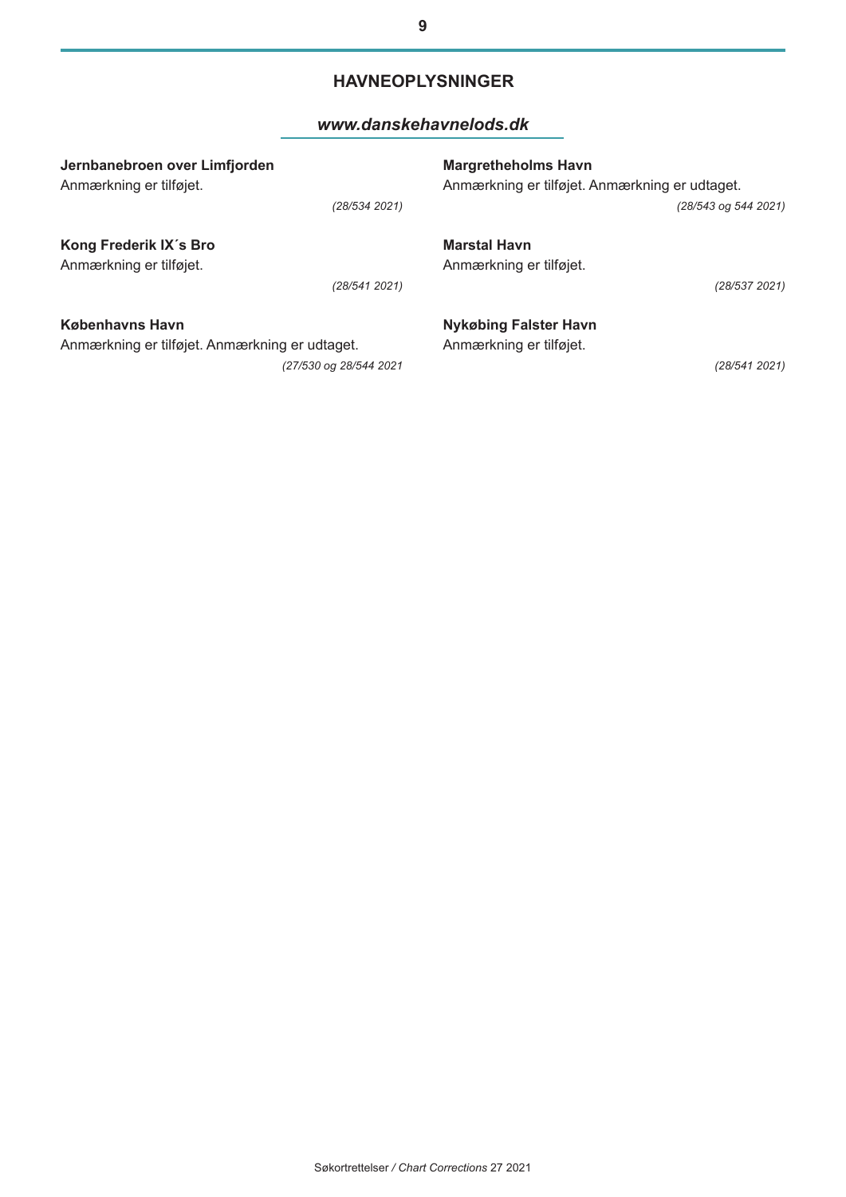## HAVNEOPLYSNINGER

### *www.danskehavnelods.dk*

**Jernbanebroen over Limfjorden**
Anmærkning er tilføjet.

*(28/534 2021)*

**Kong Frederik IX´s Bro**
Anmærkning er tilføjet.

*(28/541 2021)*

**Københavns Havn**
Anmærkning er tilføjet. Anmærkning er udtaget.

*(27/530 og 28/544 2021*

**Margretheholms Havn**
Anmærkning er tilføjet. Anmærkning er udtaget.

*(28/543 og 544 2021)*

**Marstal Havn**
Anmærkning er tilføjet.

*(28/537 2021)*

**Nykøbing Falster Havn**
Anmærkning er tilføjet.

*(28/541 2021)*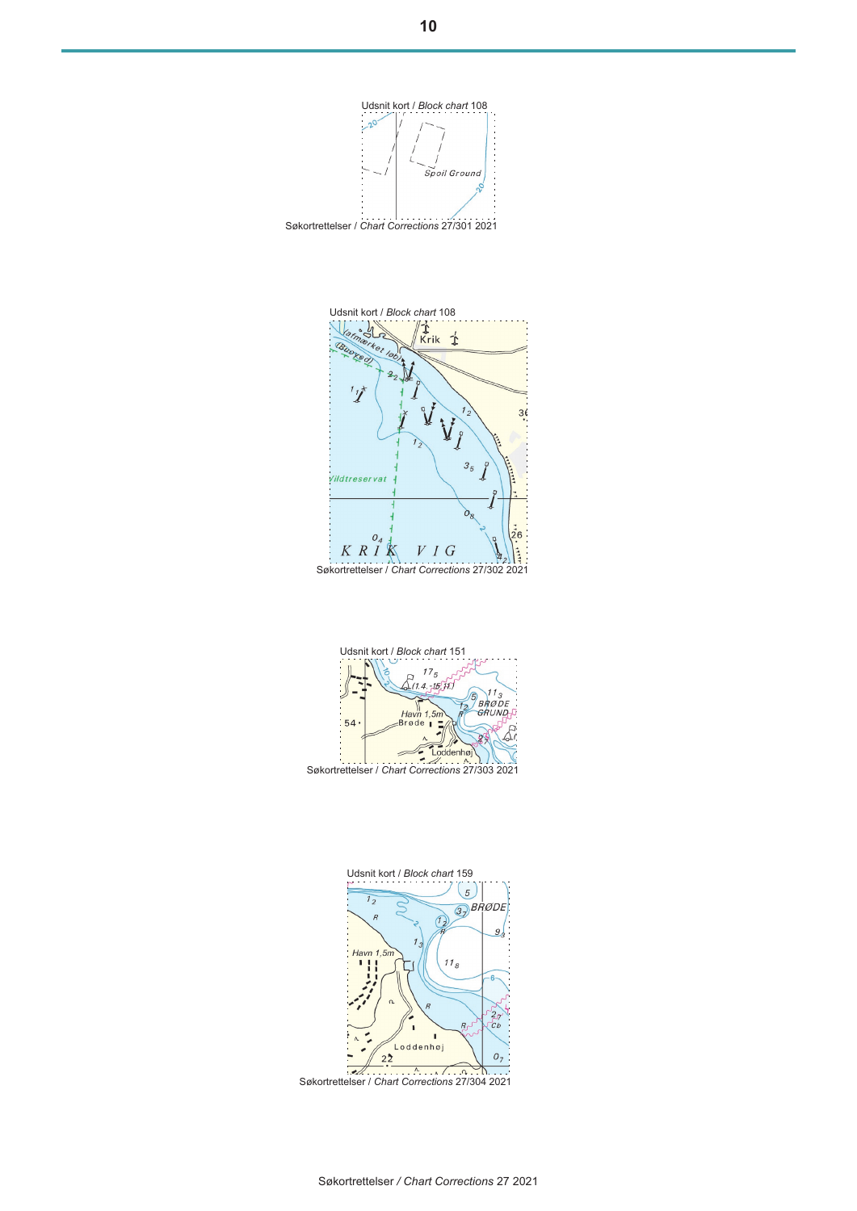Udsnit kort / *Block chart* 108

Søkortrettelser / *Chart Corrections* 27/301 2021

Udsnit kort / *Block chart* 108

Søkortrettelser / *Chart Corrections* 27/302 2021

Udsnit kort / *Block chart* 151

Søkortrettelser / *Chart Corrections* 27/303 2021

Udsnit kort / *Block chart* 159

Søkortrettelser / *Chart Corrections* 27/304 2021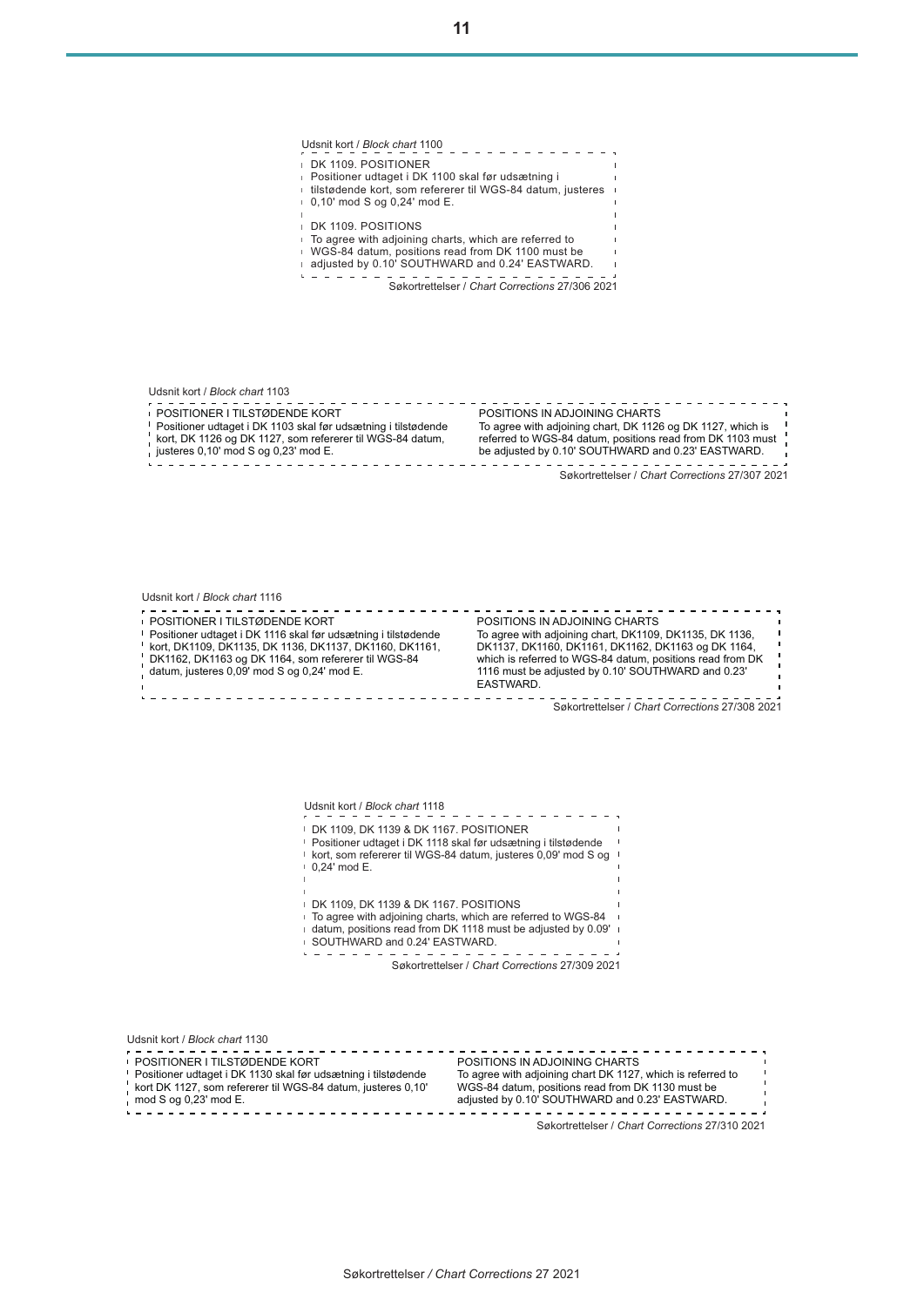Udsnit kort / *Block chart* 1100

DK 1109. POSITIONER
Positioner udtaget i DK 1100 skal før udsætning i tilstødende kort, som refererer til WGS-84 datum, justeres 0,10' mod S og 0,24' mod E.

DK 1109. POSITIONS
To agree with adjoining charts, which are referred to WGS-84 datum, positions read from DK 1100 must be adjusted by 0.10' SOUTHWARD and 0.24' EASTWARD.

Søkortrettelser / *Chart Corrections* 27/306 2021

Udsnit kort / *Block chart* 1103

POSITIONER I TILSTØDENDE KORT
Positioner udtaget i DK 1103 skal før udsætning i tilstødende kort, DK 1126 og DK 1127, som refererer til WGS-84 datum, justeres 0,10' mod S og 0,23' mod E.

POSITIONS IN ADJOINING CHARTS
To agree with adjoining chart, DK 1126 og DK 1127, which is referred to WGS-84 datum, positions read from DK 1103 must be adjusted by 0.10' SOUTHWARD and 0.23' EASTWARD.

Søkortrettelser / *Chart Corrections* 27/307 2021

Udsnit kort / *Block chart* 1116

POSITIONER I TILSTØDENDE KORT
Positioner udtaget i DK 1116 skal før udsætning i tilstødende kort, DK1109, DK1135, DK 1136, DK1137, DK1160, DK1161, DK1162, DK1163 og DK 1164, som refererer til WGS-84 datum, justeres 0,09' mod S og 0,24' mod E.

POSITIONS IN ADJOINING CHARTS
To agree with adjoining chart, DK1109, DK1135, DK 1136, DK1137, DK1160, DK1161, DK1162, DK1163 og DK 1164, which is referred to WGS-84 datum, positions read from DK 1116 must be adjusted by 0.10' SOUTHWARD and 0.23' EASTWARD.

Søkortrettelser / *Chart Corrections* 27/308 2021

Udsnit kort / *Block chart* 1118

DK 1109, DK 1139 & DK 1167. POSITIONER
Positioner udtaget i DK 1118 skal før udsætning i tilstødende kort, som refererer til WGS-84 datum, justeres 0,09' mod S og 0,24' mod E.

DK 1109, DK 1139 & DK 1167. POSITIONS
To agree with adjoining charts, which are referred to WGS-84 datum, positions read from DK 1118 must be adjusted by 0.09' SOUTHWARD and 0.24' EASTWARD.

Søkortrettelser / *Chart Corrections* 27/309 2021

Udsnit kort / *Block chart* 1130

POSITIONER I TILSTØDENDE KORT
Positioner udtaget i DK 1130 skal før udsætning i tilstødende kort DK 1127, som refererer til WGS-84 datum, justeres 0,10' mod S og 0,23' mod E.

POSITIONS IN ADJOINING CHARTS
To agree with adjoining chart DK 1127, which is referred to WGS-84 datum, positions read from DK 1130 must be adjusted by 0.10' SOUTHWARD and 0.23' EASTWARD.

Søkortrettelser / *Chart Corrections* 27/310 2021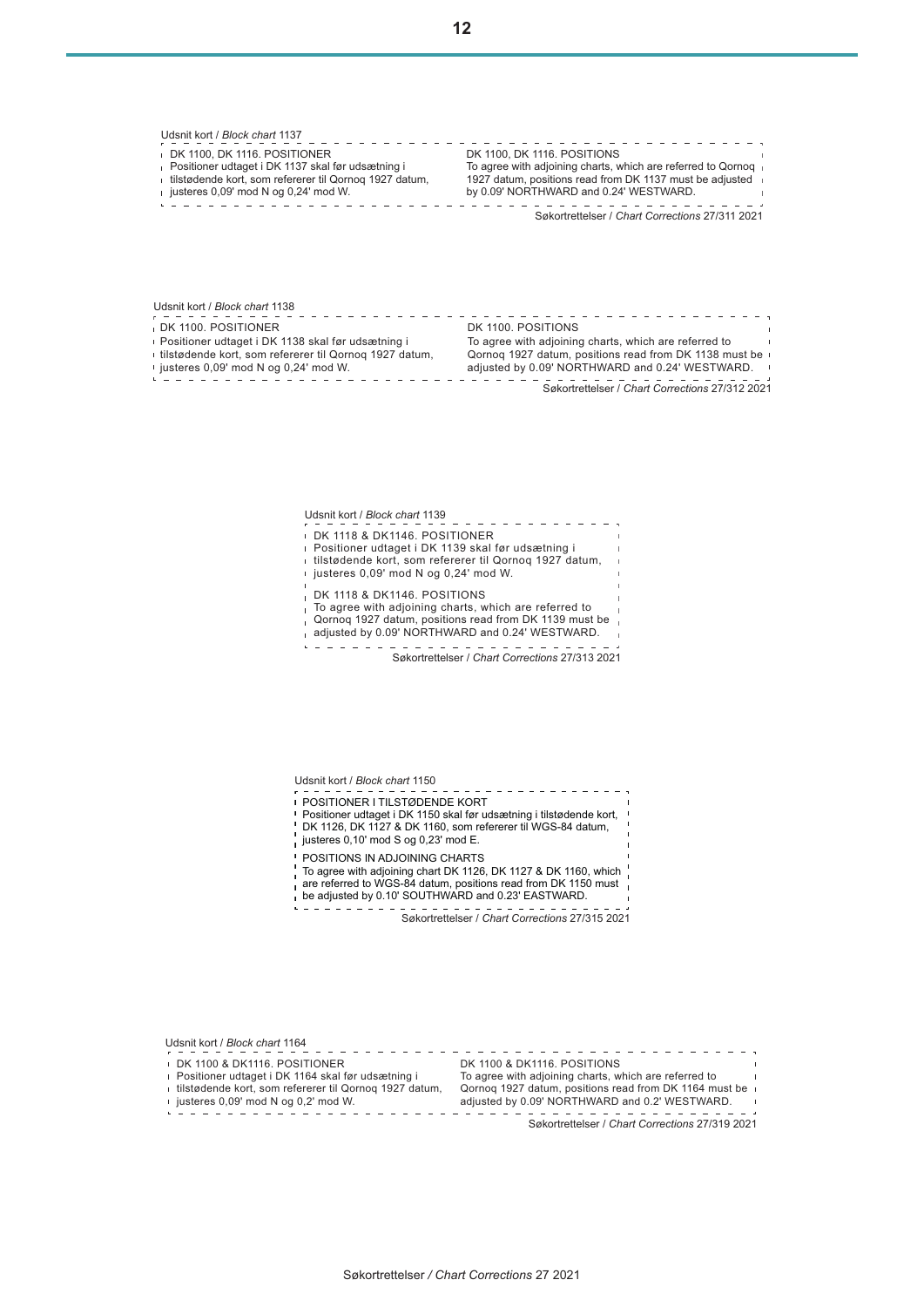Udsnit kort / *Block chart* 1137

DK 1100, DK 1116. POSITIONER
Positioner udtaget i DK 1137 skal før udsætning i tilstødende kort, som refererer til Qornoq 1927 datum, justeres 0,09' mod N og 0,24' mod W.

DK 1100, DK 1116. POSITIONS
To agree with adjoining charts, which are referred to Qornoq 1927 datum, positions read from DK 1137 must be adjusted by 0.09' NORTHWARD and 0.24' WESTWARD.

Søkortrettelser / *Chart Corrections* 27/311 2021

Udsnit kort / *Block chart* 1138

DK 1100. POSITIONER
Positioner udtaget i DK 1138 skal før udsætning i tilstødende kort, som refererer til Qornoq 1927 datum, justeres 0,09' mod N og 0,24' mod W.

DK 1100. POSITIONS
To agree with adjoining charts, which are referred to Qornoq 1927 datum, positions read from DK 1138 must be adjusted by 0.09' NORTHWARD and 0.24' WESTWARD.

Søkortrettelser / *Chart Corrections* 27/312 2021

Udsnit kort / *Block chart* 1139

DK 1118 & DK1146. POSITIONER
Positioner udtaget i DK 1139 skal før udsætning i tilstødende kort, som refererer til Qornoq 1927 datum, justeres 0,09' mod N og 0,24' mod W.

DK 1118 & DK1146. POSITIONS
To agree with adjoining charts, which are referred to Qornoq 1927 datum, positions read from DK 1139 must be adjusted by 0.09' NORTHWARD and 0.24' WESTWARD.

Søkortrettelser / *Chart Corrections* 27/313 2021

Udsnit kort / *Block chart* 1150

POSITIONER I TILSTØDENDE KORT
Positioner udtaget i DK 1150 skal før udsætning i tilstødende kort, DK 1126, DK 1127 & DK 1160, som refererer til WGS-84 datum, justeres 0,10' mod S og 0,23' mod E.

POSITIONS IN ADJOINING CHARTS
To agree with adjoining chart DK 1126, DK 1127 & DK 1160, which are referred to WGS-84 datum, positions read from DK 1150 must be adjusted by 0.10' SOUTHWARD and 0.23' EASTWARD.

Søkortrettelser / *Chart Corrections* 27/315 2021

Udsnit kort / *Block chart* 1164

DK 1100 & DK1116. POSITIONER
Positioner udtaget i DK 1164 skal før udsætning i tilstødende kort, som refererer til Qornoq 1927 datum, justeres 0,09' mod N og 0,2' mod W.

DK 1100 & DK1116. POSITIONS
To agree with adjoining charts, which are referred to Qornoq 1927 datum, positions read from DK 1164 must be adjusted by 0.09' NORTHWARD and 0.2' WESTWARD.

Søkortrettelser / *Chart Corrections* 27/319 2021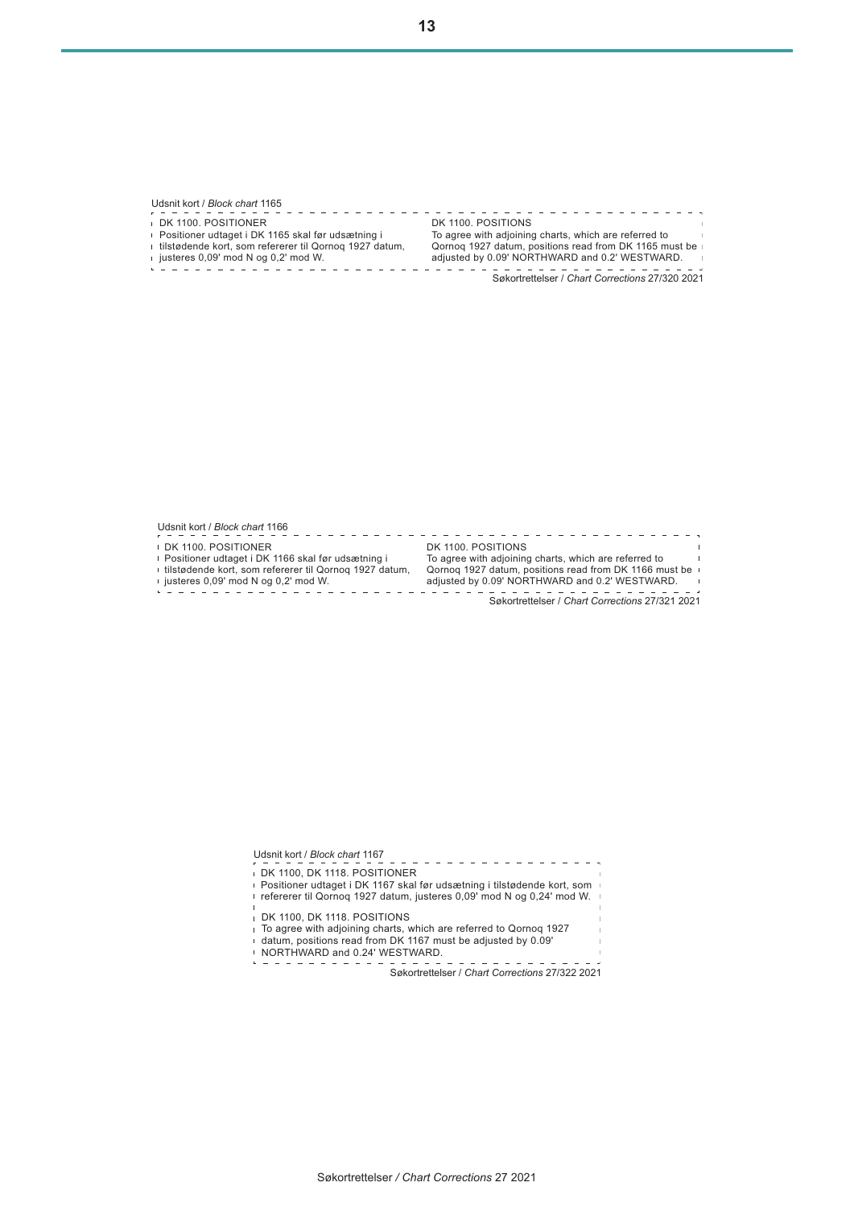Udsnit kort / *Block chart* 1165

DK 1100. POSITIONER
Positioner udtaget i DK 1165 skal før udsætning i tilstødende kort, som refererer til Qornoq 1927 datum, justeres 0,09' mod N og 0,2' mod W.

DK 1100. POSITIONS
To agree with adjoining charts, which are referred to Qornoq 1927 datum, positions read from DK 1165 must be adjusted by 0.09' NORTHWARD and 0.2' WESTWARD.

Søkortrettelser / *Chart Corrections* 27/320 2021

Udsnit kort / *Block chart* 1166

DK 1100. POSITIONER
Positioner udtaget i DK 1166 skal før udsætning i tilstødende kort, som refererer til Qornoq 1927 datum, justeres 0,09' mod N og 0,2' mod W.

DK 1100. POSITIONS
To agree with adjoining charts, which are referred to Qornoq 1927 datum, positions read from DK 1166 must be adjusted by 0.09' NORTHWARD and 0.2' WESTWARD.

Søkortrettelser / *Chart Corrections* 27/321 2021

Udsnit kort / *Block chart* 1167

DK 1100, DK 1118. POSITIONER
Positioner udtaget i DK 1167 skal før udsætning i tilstødende kort, som refererer til Qornoq 1927 datum, justeres 0,09' mod N og 0,24' mod W.

DK 1100, DK 1118. POSITIONS
To agree with adjoining charts, which are referred to Qornoq 1927 datum, positions read from DK 1167 must be adjusted by 0.09' NORTHWARD and 0.24' WESTWARD.

Søkortrettelser / *Chart Corrections* 27/322 2021